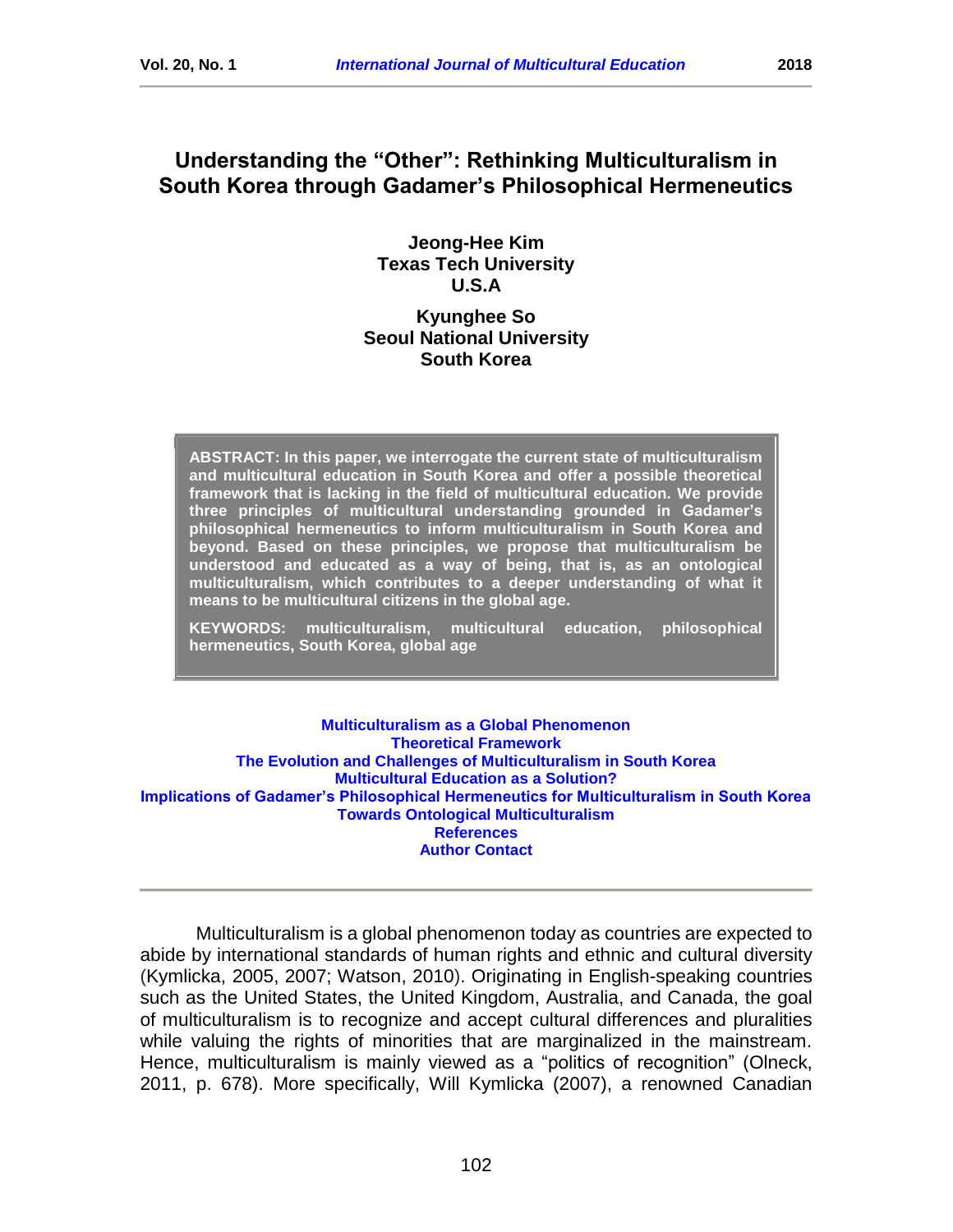# Understanding the "Other": Rethinking Multiculturalism in South Korea through Gadamer's Philosophical Hermeneutics

**Jeong-Hee Kim**
**Texas Tech University**
**U.S.A**

**Kyunghee So**
**Seoul National University**
**South Korea**

**ABSTRACT: In this paper, we interrogate the current state of multiculturalism and multicultural education in South Korea and offer a possible theoretical framework that is lacking in the field of multicultural education. We provide three principles of multicultural understanding grounded in Gadamer's philosophical hermeneutics to inform multiculturalism in South Korea and beyond. Based on these principles, we propose that multiculturalism be understood and educated as a way of being, that is, as an ontological multiculturalism, which contributes to a deeper understanding of what it means to be multicultural citizens in the global age.**

**KEYWORDS: multiculturalism, multicultural education, philosophical hermeneutics, South Korea, global age**

**Multiculturalism as a Global Phenomenon**
**Theoretical Framework**
**The Evolution and Challenges of Multiculturalism in South Korea**
**Multicultural Education as a Solution?**
**Implications of Gadamer's Philosophical Hermeneutics for Multiculturalism in South Korea**
**Towards Ontological Multiculturalism**
**References**
**Author Contact**

---

Multiculturalism is a global phenomenon today as countries are expected to abide by international standards of human rights and ethnic and cultural diversity (Kymlicka, 2005, 2007; Watson, 2010). Originating in English-speaking countries such as the United States, the United Kingdom, Australia, and Canada, the goal of multiculturalism is to recognize and accept cultural differences and pluralities while valuing the rights of minorities that are marginalized in the mainstream. Hence, multiculturalism is mainly viewed as a "politics of recognition" (Olneck, 2011, p. 678). More specifically, Will Kymlicka (2007), a renowned Canadian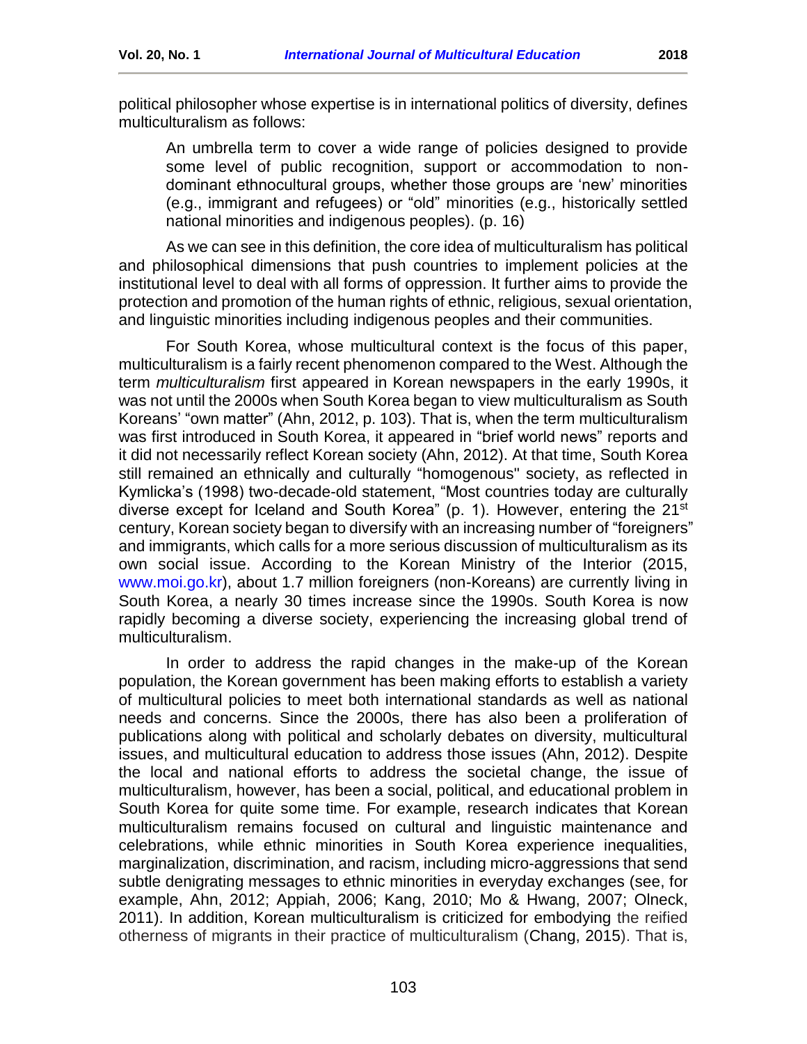political philosopher whose expertise is in international politics of diversity, defines multiculturalism as follows:

> An umbrella term to cover a wide range of policies designed to provide some level of public recognition, support or accommodation to non-dominant ethnocultural groups, whether those groups are 'new' minorities (e.g., immigrant and refugees) or "old" minorities (e.g., historically settled national minorities and indigenous peoples). (p. 16)

As we can see in this definition, the core idea of multiculturalism has political and philosophical dimensions that push countries to implement policies at the institutional level to deal with all forms of oppression. It further aims to provide the protection and promotion of the human rights of ethnic, religious, sexual orientation, and linguistic minorities including indigenous peoples and their communities.

For South Korea, whose multicultural context is the focus of this paper, multiculturalism is a fairly recent phenomenon compared to the West. Although the term *multiculturalism* first appeared in Korean newspapers in the early 1990s, it was not until the 2000s when South Korea began to view multiculturalism as South Koreans' "own matter" (Ahn, 2012, p. 103). That is, when the term multiculturalism was first introduced in South Korea, it appeared in "brief world news" reports and it did not necessarily reflect Korean society (Ahn, 2012). At that time, South Korea still remained an ethnically and culturally "homogenous" society, as reflected in Kymlicka's (1998) two-decade-old statement, "Most countries today are culturally diverse except for Iceland and South Korea" (p. 1). However, entering the 21st century, Korean society began to diversify with an increasing number of "foreigners" and immigrants, which calls for a more serious discussion of multiculturalism as its own social issue. According to the Korean Ministry of the Interior (2015, www.moi.go.kr), about 1.7 million foreigners (non-Koreans) are currently living in South Korea, a nearly 30 times increase since the 1990s. South Korea is now rapidly becoming a diverse society, experiencing the increasing global trend of multiculturalism.

In order to address the rapid changes in the make-up of the Korean population, the Korean government has been making efforts to establish a variety of multicultural policies to meet both international standards as well as national needs and concerns. Since the 2000s, there has also been a proliferation of publications along with political and scholarly debates on diversity, multicultural issues, and multicultural education to address those issues (Ahn, 2012). Despite the local and national efforts to address the societal change, the issue of multiculturalism, however, has been a social, political, and educational problem in South Korea for quite some time. For example, research indicates that Korean multiculturalism remains focused on cultural and linguistic maintenance and celebrations, while ethnic minorities in South Korea experience inequalities, marginalization, discrimination, and racism, including micro-aggressions that send subtle denigrating messages to ethnic minorities in everyday exchanges (see, for example, Ahn, 2012; Appiah, 2006; Kang, 2010; Mo & Hwang, 2007; Olneck, 2011). In addition, Korean multiculturalism is criticized for embodying the reified otherness of migrants in their practice of multiculturalism (Chang, 2015). That is,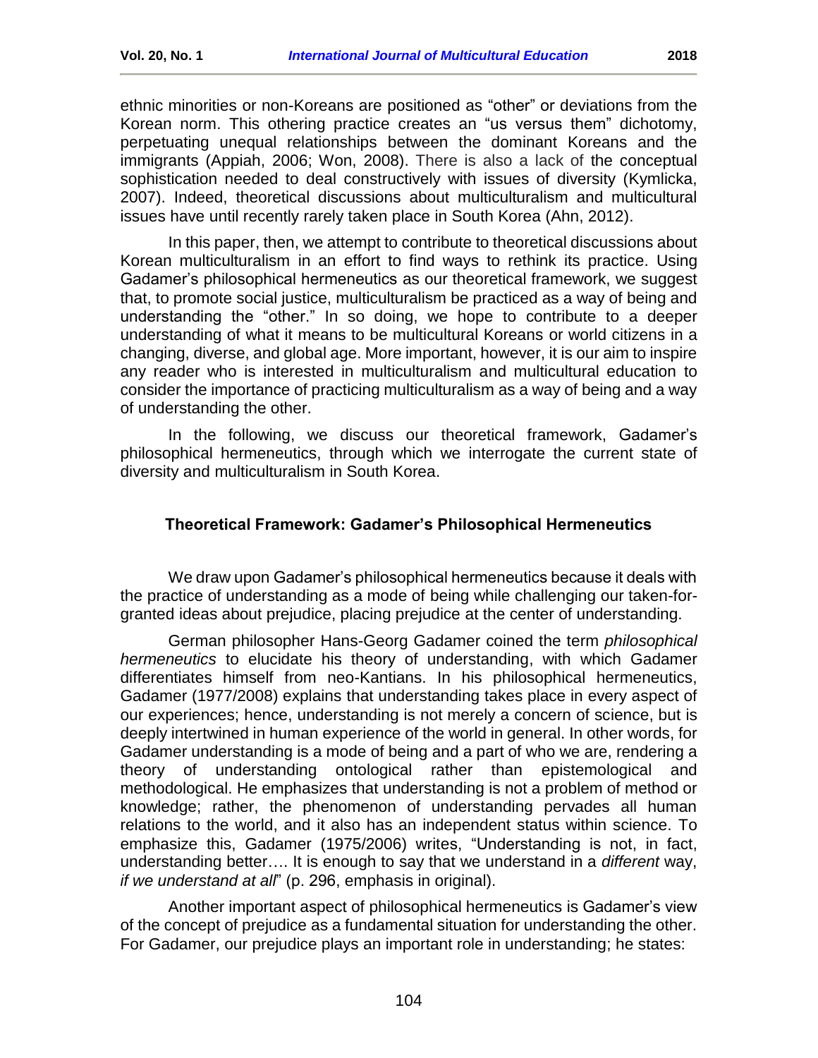ethnic minorities or non-Koreans are positioned as “other” or deviations from the Korean norm. This othering practice creates an “us versus them” dichotomy, perpetuating unequal relationships between the dominant Koreans and the immigrants (Appiah, 2006; Won, 2008). There is also a lack of the conceptual sophistication needed to deal constructively with issues of diversity (Kymlicka, 2007). Indeed, theoretical discussions about multiculturalism and multicultural issues have until recently rarely taken place in South Korea (Ahn, 2012).

In this paper, then, we attempt to contribute to theoretical discussions about Korean multiculturalism in an effort to find ways to rethink its practice. Using Gadamer’s philosophical hermeneutics as our theoretical framework, we suggest that, to promote social justice, multiculturalism be practiced as a way of being and understanding the “other.” In so doing, we hope to contribute to a deeper understanding of what it means to be multicultural Koreans or world citizens in a changing, diverse, and global age. More important, however, it is our aim to inspire any reader who is interested in multiculturalism and multicultural education to consider the importance of practicing multiculturalism as a way of being and a way of understanding the other.

In the following, we discuss our theoretical framework, Gadamer’s philosophical hermeneutics, through which we interrogate the current state of diversity and multiculturalism in South Korea.

## Theoretical Framework: Gadamer’s Philosophical Hermeneutics

We draw upon Gadamer’s philosophical hermeneutics because it deals with the practice of understanding as a mode of being while challenging our taken-for-granted ideas about prejudice, placing prejudice at the center of understanding.

German philosopher Hans-Georg Gadamer coined the term *philosophical hermeneutics* to elucidate his theory of understanding, with which Gadamer differentiates himself from neo-Kantians. In his philosophical hermeneutics, Gadamer (1977/2008) explains that understanding takes place in every aspect of our experiences; hence, understanding is not merely a concern of science, but is deeply intertwined in human experience of the world in general. In other words, for Gadamer understanding is a mode of being and a part of who we are, rendering a theory of understanding ontological rather than epistemological and methodological. He emphasizes that understanding is not a problem of method or knowledge; rather, the phenomenon of understanding pervades all human relations to the world, and it also has an independent status within science. To emphasize this, Gadamer (1975/2006) writes, “Understanding is not, in fact, understanding better…. It is enough to say that we understand in a *different* way, *if we understand at all*” (p. 296, emphasis in original).

Another important aspect of philosophical hermeneutics is Gadamer’s view of the concept of prejudice as a fundamental situation for understanding the other. For Gadamer, our prejudice plays an important role in understanding; he states: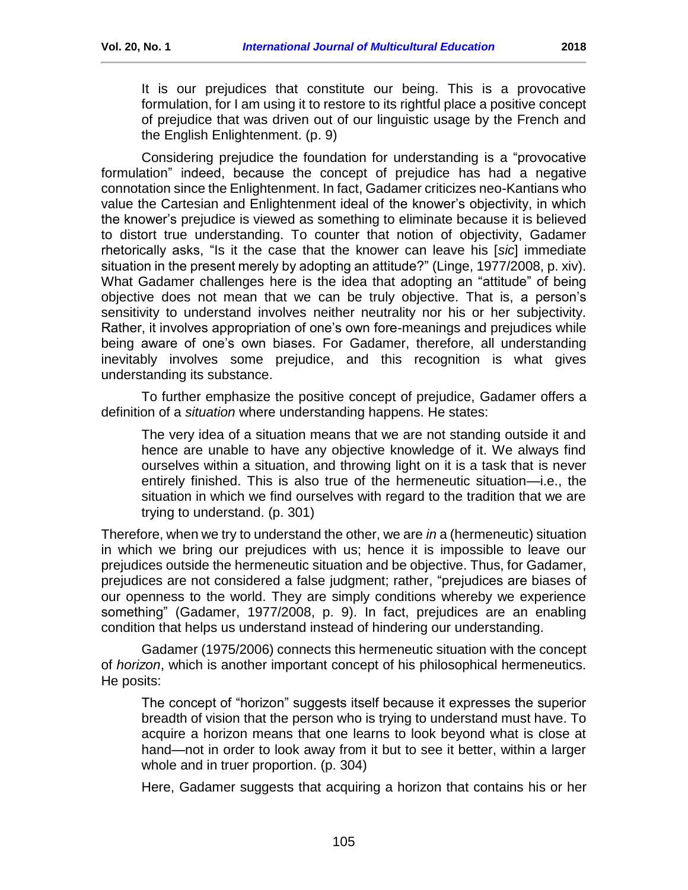> It is our prejudices that constitute our being. This is a provocative formulation, for I am using it to restore to its rightful place a positive concept of prejudice that was driven out of our linguistic usage by the French and the English Enlightenment. (p. 9)

Considering prejudice the foundation for understanding is a "provocative formulation" indeed, because the concept of prejudice has had a negative connotation since the Enlightenment. In fact, Gadamer criticizes neo-Kantians who value the Cartesian and Enlightenment ideal of the knower's objectivity, in which the knower's prejudice is viewed as something to eliminate because it is believed to distort true understanding. To counter that notion of objectivity, Gadamer rhetorically asks, "Is it the case that the knower can leave his [*sic*] immediate situation in the present merely by adopting an attitude?" (Linge, 1977/2008, p. xiv). What Gadamer challenges here is the idea that adopting an "attitude" of being objective does not mean that we can be truly objective. That is, a person's sensitivity to understand involves neither neutrality nor his or her subjectivity. Rather, it involves appropriation of one's own fore-meanings and prejudices while being aware of one's own biases. For Gadamer, therefore, all understanding inevitably involves some prejudice, and this recognition is what gives understanding its substance.

To further emphasize the positive concept of prejudice, Gadamer offers a definition of a *situation* where understanding happens. He states:

> The very idea of a situation means that we are not standing outside it and hence are unable to have any objective knowledge of it. We always find ourselves within a situation, and throwing light on it is a task that is never entirely finished. This is also true of the hermeneutic situation—i.e., the situation in which we find ourselves with regard to the tradition that we are trying to understand. (p. 301)

Therefore, when we try to understand the other, we are *in* a (hermeneutic) situation in which we bring our prejudices with us; hence it is impossible to leave our prejudices outside the hermeneutic situation and be objective. Thus, for Gadamer, prejudices are not considered a false judgment; rather, "prejudices are biases of our openness to the world. They are simply conditions whereby we experience something" (Gadamer, 1977/2008, p. 9). In fact, prejudices are an enabling condition that helps us understand instead of hindering our understanding.

Gadamer (1975/2006) connects this hermeneutic situation with the concept of *horizon*, which is another important concept of his philosophical hermeneutics. He posits:

> The concept of "horizon" suggests itself because it expresses the superior breadth of vision that the person who is trying to understand must have. To acquire a horizon means that one learns to look beyond what is close at hand—not in order to look away from it but to see it better, within a larger whole and in truer proportion. (p. 304)

Here, Gadamer suggests that acquiring a horizon that contains his or her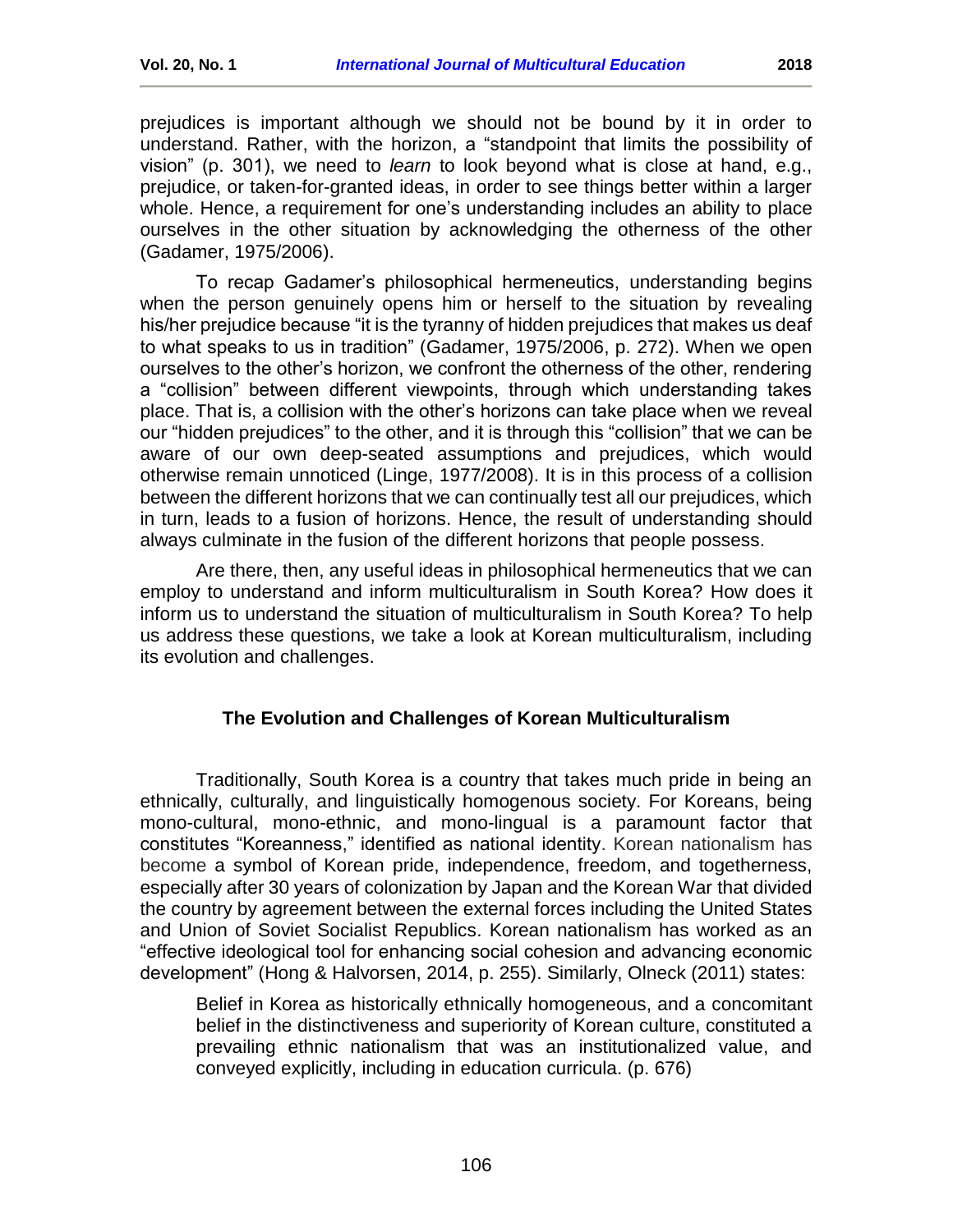prejudices is important although we should not be bound by it in order to understand. Rather, with the horizon, a "standpoint that limits the possibility of vision" (p. 301), we need to *learn* to look beyond what is close at hand, e.g., prejudice, or taken-for-granted ideas, in order to see things better within a larger whole. Hence, a requirement for one's understanding includes an ability to place ourselves in the other situation by acknowledging the otherness of the other (Gadamer, 1975/2006).

To recap Gadamer's philosophical hermeneutics, understanding begins when the person genuinely opens him or herself to the situation by revealing his/her prejudice because "it is the tyranny of hidden prejudices that makes us deaf to what speaks to us in tradition" (Gadamer, 1975/2006, p. 272). When we open ourselves to the other's horizon, we confront the otherness of the other, rendering a "collision" between different viewpoints, through which understanding takes place. That is, a collision with the other's horizons can take place when we reveal our "hidden prejudices" to the other, and it is through this "collision" that we can be aware of our own deep-seated assumptions and prejudices, which would otherwise remain unnoticed (Linge, 1977/2008). It is in this process of a collision between the different horizons that we can continually test all our prejudices, which in turn, leads to a fusion of horizons. Hence, the result of understanding should always culminate in the fusion of the different horizons that people possess.

Are there, then, any useful ideas in philosophical hermeneutics that we can employ to understand and inform multiculturalism in South Korea? How does it inform us to understand the situation of multiculturalism in South Korea? To help us address these questions, we take a look at Korean multiculturalism, including its evolution and challenges.

## The Evolution and Challenges of Korean Multiculturalism

Traditionally, South Korea is a country that takes much pride in being an ethnically, culturally, and linguistically homogenous society. For Koreans, being mono-cultural, mono-ethnic, and mono-lingual is a paramount factor that constitutes "Koreanness," identified as national identity. Korean nationalism has become a symbol of Korean pride, independence, freedom, and togetherness, especially after 30 years of colonization by Japan and the Korean War that divided the country by agreement between the external forces including the United States and Union of Soviet Socialist Republics. Korean nationalism has worked as an "effective ideological tool for enhancing social cohesion and advancing economic development" (Hong & Halvorsen, 2014, p. 255). Similarly, Olneck (2011) states:

> Belief in Korea as historically ethnically homogeneous, and a concomitant belief in the distinctiveness and superiority of Korean culture, constituted a prevailing ethnic nationalism that was an institutionalized value, and conveyed explicitly, including in education curricula. (p. 676)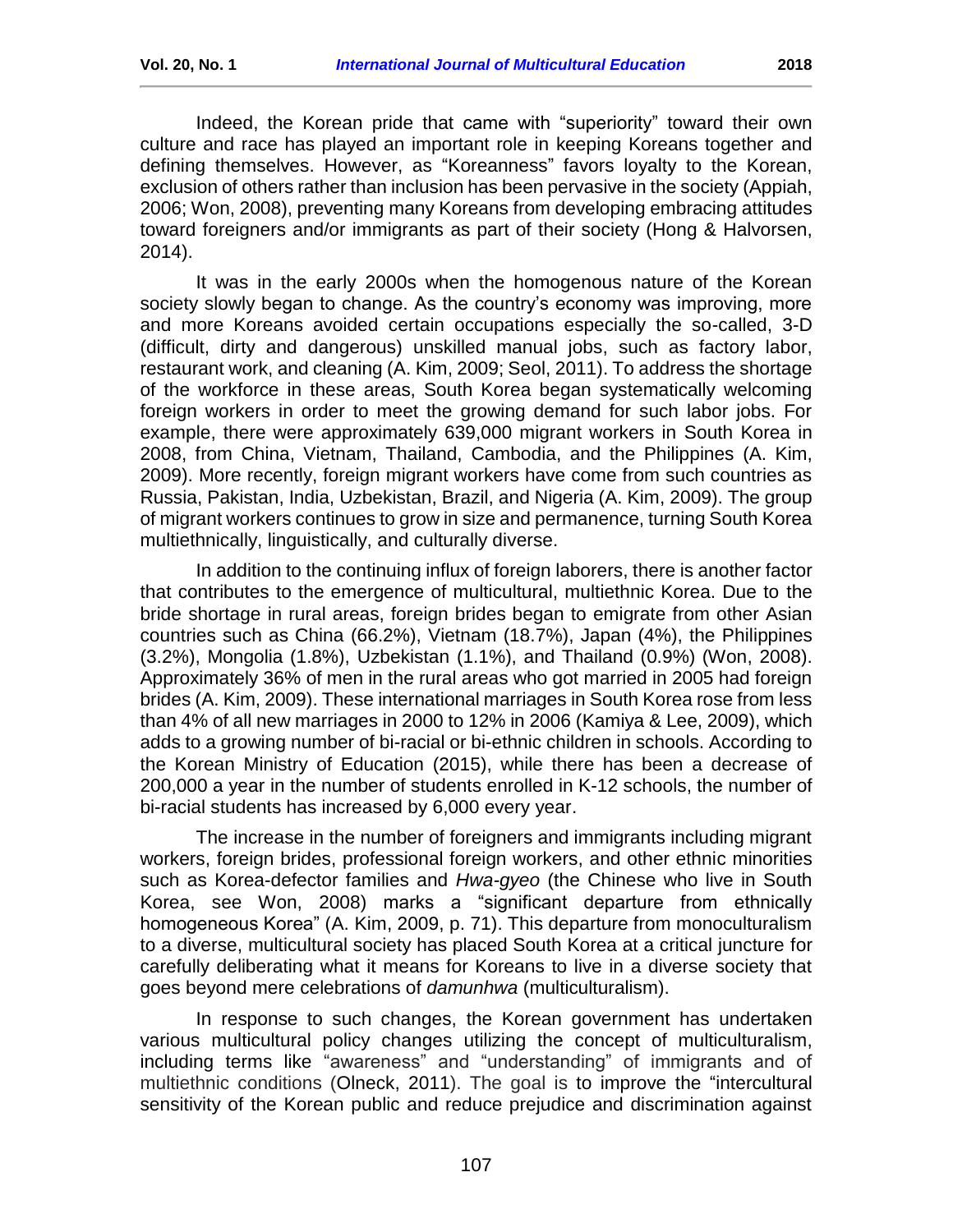Indeed, the Korean pride that came with "superiority" toward their own culture and race has played an important role in keeping Koreans together and defining themselves. However, as "Koreanness" favors loyalty to the Korean, exclusion of others rather than inclusion has been pervasive in the society (Appiah, 2006; Won, 2008), preventing many Koreans from developing embracing attitudes toward foreigners and/or immigrants as part of their society (Hong & Halvorsen, 2014).

It was in the early 2000s when the homogenous nature of the Korean society slowly began to change. As the country's economy was improving, more and more Koreans avoided certain occupations especially the so-called, 3-D (difficult, dirty and dangerous) unskilled manual jobs, such as factory labor, restaurant work, and cleaning (A. Kim, 2009; Seol, 2011). To address the shortage of the workforce in these areas, South Korea began systematically welcoming foreign workers in order to meet the growing demand for such labor jobs. For example, there were approximately 639,000 migrant workers in South Korea in 2008, from China, Vietnam, Thailand, Cambodia, and the Philippines (A. Kim, 2009). More recently, foreign migrant workers have come from such countries as Russia, Pakistan, India, Uzbekistan, Brazil, and Nigeria (A. Kim, 2009). The group of migrant workers continues to grow in size and permanence, turning South Korea multiethnically, linguistically, and culturally diverse.

In addition to the continuing influx of foreign laborers, there is another factor that contributes to the emergence of multicultural, multiethnic Korea. Due to the bride shortage in rural areas, foreign brides began to emigrate from other Asian countries such as China (66.2%), Vietnam (18.7%), Japan (4%), the Philippines (3.2%), Mongolia (1.8%), Uzbekistan (1.1%), and Thailand (0.9%) (Won, 2008). Approximately 36% of men in the rural areas who got married in 2005 had foreign brides (A. Kim, 2009). These international marriages in South Korea rose from less than 4% of all new marriages in 2000 to 12% in 2006 (Kamiya & Lee, 2009), which adds to a growing number of bi-racial or bi-ethnic children in schools. According to the Korean Ministry of Education (2015), while there has been a decrease of 200,000 a year in the number of students enrolled in K-12 schools, the number of bi-racial students has increased by 6,000 every year.

The increase in the number of foreigners and immigrants including migrant workers, foreign brides, professional foreign workers, and other ethnic minorities such as Korea-defector families and *Hwa-gyeo* (the Chinese who live in South Korea, see Won, 2008) marks a "significant departure from ethnically homogeneous Korea" (A. Kim, 2009, p. 71). This departure from monoculturalism to a diverse, multicultural society has placed South Korea at a critical juncture for carefully deliberating what it means for Koreans to live in a diverse society that goes beyond mere celebrations of *damunhwa* (multiculturalism).

In response to such changes, the Korean government has undertaken various multicultural policy changes utilizing the concept of multiculturalism, including terms like "awareness" and "understanding" of immigrants and of multiethnic conditions (Olneck, 2011). The goal is to improve the "intercultural sensitivity of the Korean public and reduce prejudice and discrimination against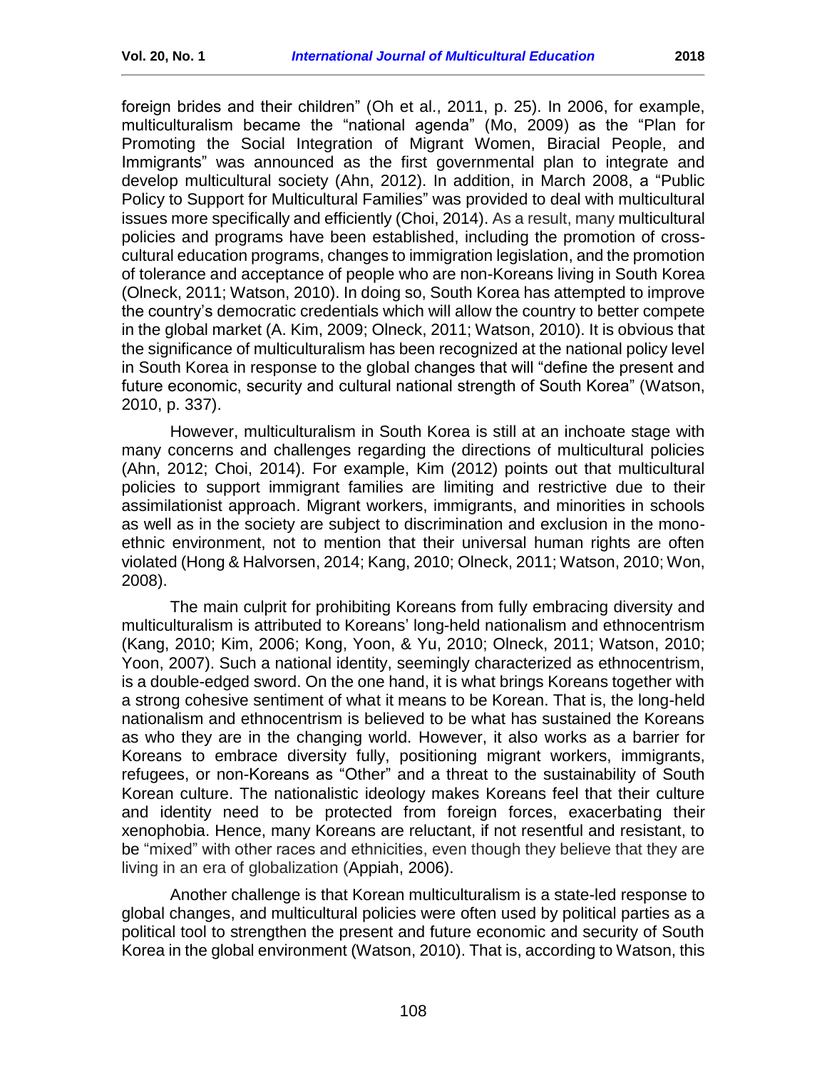foreign brides and their children" (Oh et al., 2011, p. 25). In 2006, for example, multiculturalism became the "national agenda" (Mo, 2009) as the "Plan for Promoting the Social Integration of Migrant Women, Biracial People, and Immigrants" was announced as the first governmental plan to integrate and develop multicultural society (Ahn, 2012). In addition, in March 2008, a "Public Policy to Support for Multicultural Families" was provided to deal with multicultural issues more specifically and efficiently (Choi, 2014). As a result, many multicultural policies and programs have been established, including the promotion of cross-cultural education programs, changes to immigration legislation, and the promotion of tolerance and acceptance of people who are non-Koreans living in South Korea (Olneck, 2011; Watson, 2010). In doing so, South Korea has attempted to improve the country's democratic credentials which will allow the country to better compete in the global market (A. Kim, 2009; Olneck, 2011; Watson, 2010). It is obvious that the significance of multiculturalism has been recognized at the national policy level in South Korea in response to the global changes that will "define the present and future economic, security and cultural national strength of South Korea" (Watson, 2010, p. 337).

However, multiculturalism in South Korea is still at an inchoate stage with many concerns and challenges regarding the directions of multicultural policies (Ahn, 2012; Choi, 2014). For example, Kim (2012) points out that multicultural policies to support immigrant families are limiting and restrictive due to their assimilationist approach. Migrant workers, immigrants, and minorities in schools as well as in the society are subject to discrimination and exclusion in the mono-ethnic environment, not to mention that their universal human rights are often violated (Hong & Halvorsen, 2014; Kang, 2010; Olneck, 2011; Watson, 2010; Won, 2008).

The main culprit for prohibiting Koreans from fully embracing diversity and multiculturalism is attributed to Koreans' long-held nationalism and ethnocentrism (Kang, 2010; Kim, 2006; Kong, Yoon, & Yu, 2010; Olneck, 2011; Watson, 2010; Yoon, 2007). Such a national identity, seemingly characterized as ethnocentrism, is a double-edged sword. On the one hand, it is what brings Koreans together with a strong cohesive sentiment of what it means to be Korean. That is, the long-held nationalism and ethnocentrism is believed to be what has sustained the Koreans as who they are in the changing world. However, it also works as a barrier for Koreans to embrace diversity fully, positioning migrant workers, immigrants, refugees, or non-Koreans as "Other" and a threat to the sustainability of South Korean culture. The nationalistic ideology makes Koreans feel that their culture and identity need to be protected from foreign forces, exacerbating their xenophobia. Hence, many Koreans are reluctant, if not resentful and resistant, to be "mixed" with other races and ethnicities, even though they believe that they are living in an era of globalization (Appiah, 2006).

Another challenge is that Korean multiculturalism is a state-led response to global changes, and multicultural policies were often used by political parties as a political tool to strengthen the present and future economic and security of South Korea in the global environment (Watson, 2010). That is, according to Watson, this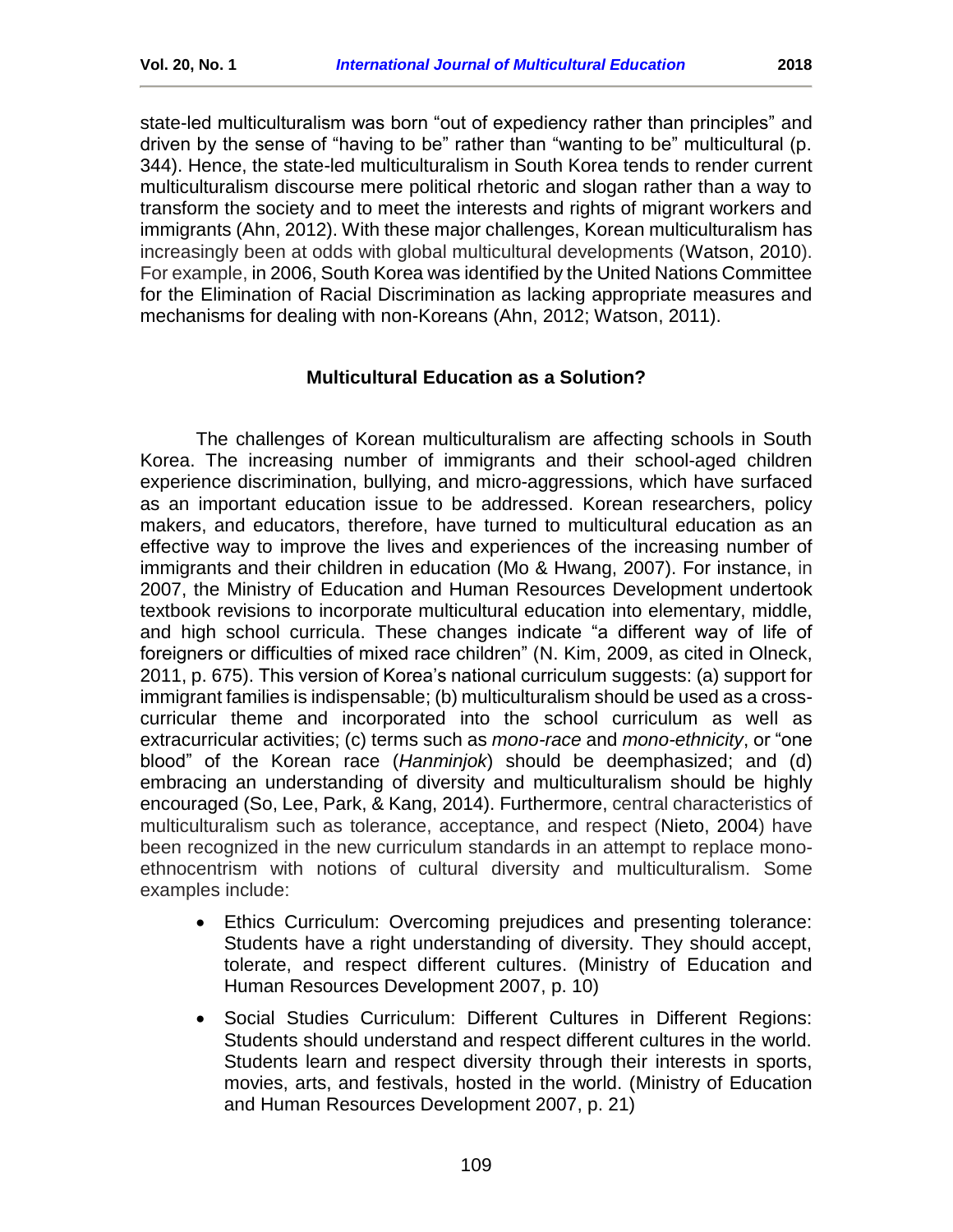state-led multiculturalism was born "out of expediency rather than principles" and driven by the sense of "having to be" rather than "wanting to be" multicultural (p. 344). Hence, the state-led multiculturalism in South Korea tends to render current multiculturalism discourse mere political rhetoric and slogan rather than a way to transform the society and to meet the interests and rights of migrant workers and immigrants (Ahn, 2012). With these major challenges, Korean multiculturalism has increasingly been at odds with global multicultural developments (Watson, 2010). For example, in 2006, South Korea was identified by the United Nations Committee for the Elimination of Racial Discrimination as lacking appropriate measures and mechanisms for dealing with non-Koreans (Ahn, 2012; Watson, 2011).

## Multicultural Education as a Solution?

The challenges of Korean multiculturalism are affecting schools in South Korea. The increasing number of immigrants and their school-aged children experience discrimination, bullying, and micro-aggressions, which have surfaced as an important education issue to be addressed. Korean researchers, policy makers, and educators, therefore, have turned to multicultural education as an effective way to improve the lives and experiences of the increasing number of immigrants and their children in education (Mo & Hwang, 2007). For instance, in 2007, the Ministry of Education and Human Resources Development undertook textbook revisions to incorporate multicultural education into elementary, middle, and high school curricula. These changes indicate "a different way of life of foreigners or difficulties of mixed race children" (N. Kim, 2009, as cited in Olneck, 2011, p. 675). This version of Korea's national curriculum suggests: (a) support for immigrant families is indispensable; (b) multiculturalism should be used as a cross-curricular theme and incorporated into the school curriculum as well as extracurricular activities; (c) terms such as *mono-race* and *mono-ethnicity*, or "one blood" of the Korean race (*Hanminjok*) should be deemphasized; and (d) embracing an understanding of diversity and multiculturalism should be highly encouraged (So, Lee, Park, & Kang, 2014). Furthermore, central characteristics of multiculturalism such as tolerance, acceptance, and respect (Nieto, 2004) have been recognized in the new curriculum standards in an attempt to replace mono-ethnocentrism with notions of cultural diversity and multiculturalism. Some examples include:

- Ethics Curriculum: Overcoming prejudices and presenting tolerance: Students have a right understanding of diversity. They should accept, tolerate, and respect different cultures. (Ministry of Education and Human Resources Development 2007, p. 10)
- Social Studies Curriculum: Different Cultures in Different Regions: Students should understand and respect different cultures in the world. Students learn and respect diversity through their interests in sports, movies, arts, and festivals, hosted in the world. (Ministry of Education and Human Resources Development 2007, p. 21)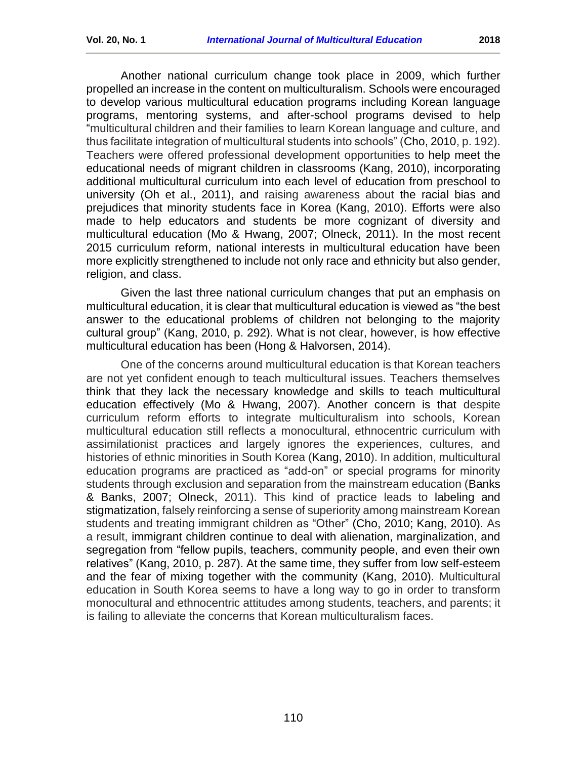Another national curriculum change took place in 2009, which further propelled an increase in the content on multiculturalism. Schools were encouraged to develop various multicultural education programs including Korean language programs, mentoring systems, and after-school programs devised to help "multicultural children and their families to learn Korean language and culture, and thus facilitate integration of multicultural students into schools" (Cho, 2010, p. 192). Teachers were offered professional development opportunities to help meet the educational needs of migrant children in classrooms (Kang, 2010), incorporating additional multicultural curriculum into each level of education from preschool to university (Oh et al., 2011), and raising awareness about the racial bias and prejudices that minority students face in Korea (Kang, 2010). Efforts were also made to help educators and students be more cognizant of diversity and multicultural education (Mo & Hwang, 2007; Olneck, 2011). In the most recent 2015 curriculum reform, national interests in multicultural education have been more explicitly strengthened to include not only race and ethnicity but also gender, religion, and class.

Given the last three national curriculum changes that put an emphasis on multicultural education, it is clear that multicultural education is viewed as "the best answer to the educational problems of children not belonging to the majority cultural group" (Kang, 2010, p. 292). What is not clear, however, is how effective multicultural education has been (Hong & Halvorsen, 2014).

One of the concerns around multicultural education is that Korean teachers are not yet confident enough to teach multicultural issues. Teachers themselves think that they lack the necessary knowledge and skills to teach multicultural education effectively (Mo & Hwang, 2007). Another concern is that despite curriculum reform efforts to integrate multiculturalism into schools, Korean multicultural education still reflects a monocultural, ethnocentric curriculum with assimilationist practices and largely ignores the experiences, cultures, and histories of ethnic minorities in South Korea (Kang, 2010). In addition, multicultural education programs are practiced as "add-on" or special programs for minority students through exclusion and separation from the mainstream education (Banks & Banks, 2007; Olneck, 2011). This kind of practice leads to labeling and stigmatization, falsely reinforcing a sense of superiority among mainstream Korean students and treating immigrant children as "Other" (Cho, 2010; Kang, 2010). As a result, immigrant children continue to deal with alienation, marginalization, and segregation from "fellow pupils, teachers, community people, and even their own relatives" (Kang, 2010, p. 287). At the same time, they suffer from low self-esteem and the fear of mixing together with the community (Kang, 2010). Multicultural education in South Korea seems to have a long way to go in order to transform monocultural and ethnocentric attitudes among students, teachers, and parents; it is failing to alleviate the concerns that Korean multiculturalism faces.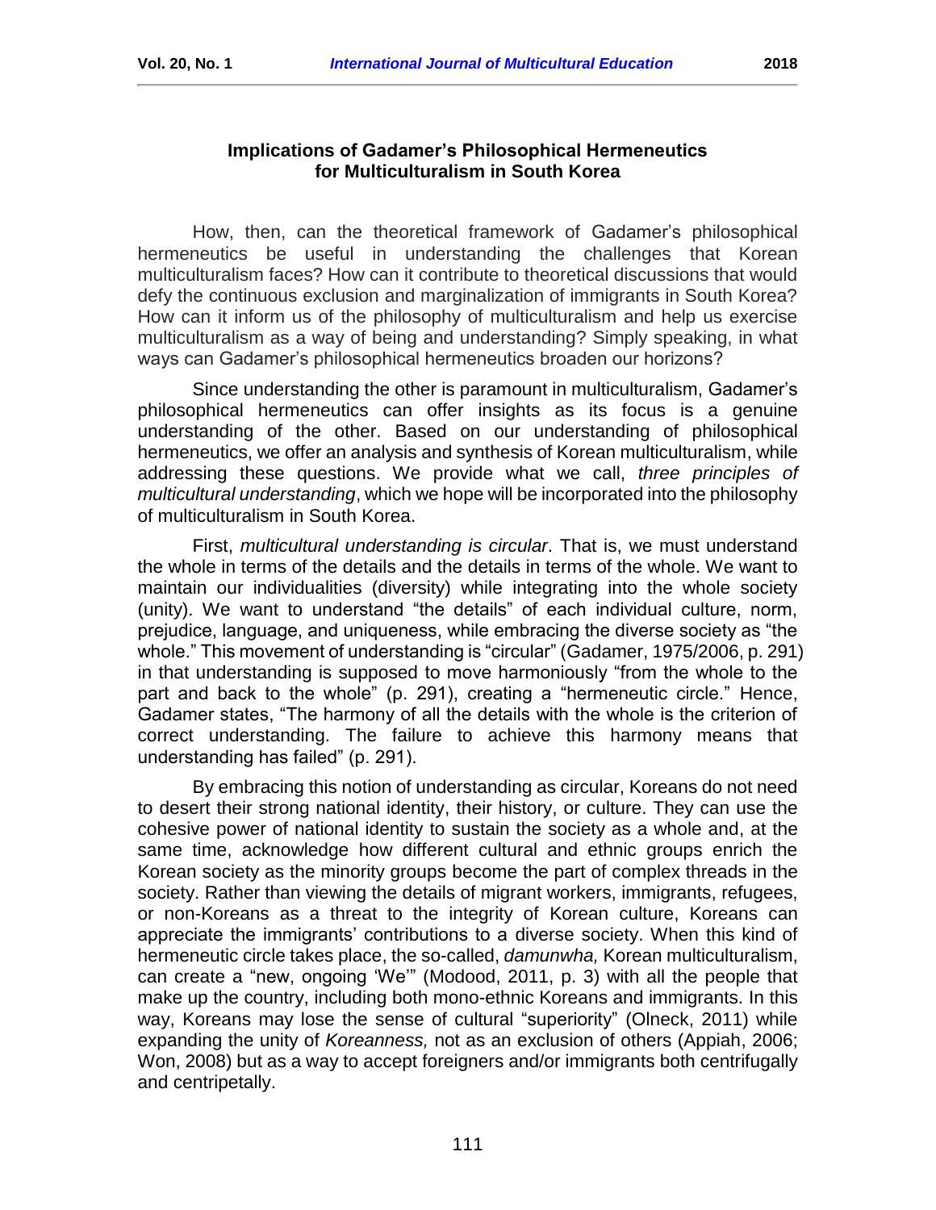### Implications of Gadamer's Philosophical Hermeneutics for Multiculturalism in South Korea

How, then, can the theoretical framework of Gadamer's philosophical hermeneutics be useful in understanding the challenges that Korean multiculturalism faces? How can it contribute to theoretical discussions that would defy the continuous exclusion and marginalization of immigrants in South Korea? How can it inform us of the philosophy of multiculturalism and help us exercise multiculturalism as a way of being and understanding? Simply speaking, in what ways can Gadamer's philosophical hermeneutics broaden our horizons?

Since understanding the other is paramount in multiculturalism, Gadamer's philosophical hermeneutics can offer insights as its focus is a genuine understanding of the other. Based on our understanding of philosophical hermeneutics, we offer an analysis and synthesis of Korean multiculturalism, while addressing these questions. We provide what we call, *three principles of multicultural understanding*, which we hope will be incorporated into the philosophy of multiculturalism in South Korea.

First, *multicultural understanding is circular*. That is, we must understand the whole in terms of the details and the details in terms of the whole. We want to maintain our individualities (diversity) while integrating into the whole society (unity). We want to understand "the details" of each individual culture, norm, prejudice, language, and uniqueness, while embracing the diverse society as "the whole." This movement of understanding is "circular" (Gadamer, 1975/2006, p. 291) in that understanding is supposed to move harmoniously "from the whole to the part and back to the whole" (p. 291), creating a "hermeneutic circle." Hence, Gadamer states, "The harmony of all the details with the whole is the criterion of correct understanding. The failure to achieve this harmony means that understanding has failed" (p. 291).

By embracing this notion of understanding as circular, Koreans do not need to desert their strong national identity, their history, or culture. They can use the cohesive power of national identity to sustain the society as a whole and, at the same time, acknowledge how different cultural and ethnic groups enrich the Korean society as the minority groups become the part of complex threads in the society. Rather than viewing the details of migrant workers, immigrants, refugees, or non-Koreans as a threat to the integrity of Korean culture, Koreans can appreciate the immigrants' contributions to a diverse society. When this kind of hermeneutic circle takes place, the so-called, *damunwha,* Korean multiculturalism, can create a "new, ongoing 'We'" (Modood, 2011, p. 3) with all the people that make up the country, including both mono-ethnic Koreans and immigrants. In this way, Koreans may lose the sense of cultural "superiority" (Olneck, 2011) while expanding the unity of *Koreanness,* not as an exclusion of others (Appiah, 2006; Won, 2008) but as a way to accept foreigners and/or immigrants both centrifugally and centripetally.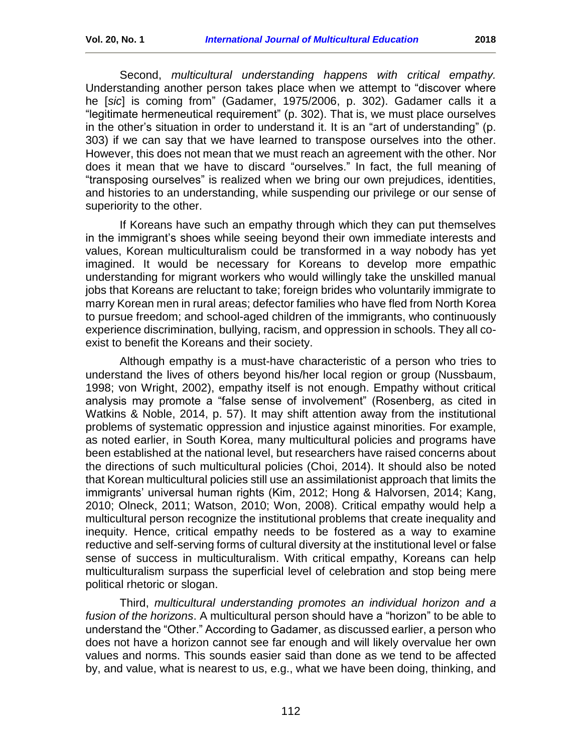Second, *multicultural understanding happens with critical empathy.* Understanding another person takes place when we attempt to "discover where he [*sic*] is coming from" (Gadamer, 1975/2006, p. 302). Gadamer calls it a "legitimate hermeneutical requirement" (p. 302). That is, we must place ourselves in the other's situation in order to understand it. It is an "art of understanding" (p. 303) if we can say that we have learned to transpose ourselves into the other. However, this does not mean that we must reach an agreement with the other. Nor does it mean that we have to discard "ourselves." In fact, the full meaning of "transposing ourselves" is realized when we bring our own prejudices, identities, and histories to an understanding, while suspending our privilege or our sense of superiority to the other.

If Koreans have such an empathy through which they can put themselves in the immigrant's shoes while seeing beyond their own immediate interests and values, Korean multiculturalism could be transformed in a way nobody has yet imagined. It would be necessary for Koreans to develop more empathic understanding for migrant workers who would willingly take the unskilled manual jobs that Koreans are reluctant to take; foreign brides who voluntarily immigrate to marry Korean men in rural areas; defector families who have fled from North Korea to pursue freedom; and school-aged children of the immigrants, who continuously experience discrimination, bullying, racism, and oppression in schools. They all co-exist to benefit the Koreans and their society.

Although empathy is a must-have characteristic of a person who tries to understand the lives of others beyond his/her local region or group (Nussbaum, 1998; von Wright, 2002), empathy itself is not enough. Empathy without critical analysis may promote a "false sense of involvement" (Rosenberg, as cited in Watkins & Noble, 2014, p. 57). It may shift attention away from the institutional problems of systematic oppression and injustice against minorities. For example, as noted earlier, in South Korea, many multicultural policies and programs have been established at the national level, but researchers have raised concerns about the directions of such multicultural policies (Choi, 2014). It should also be noted that Korean multicultural policies still use an assimilationist approach that limits the immigrants' universal human rights (Kim, 2012; Hong & Halvorsen, 2014; Kang, 2010; Olneck, 2011; Watson, 2010; Won, 2008). Critical empathy would help a multicultural person recognize the institutional problems that create inequality and inequity. Hence, critical empathy needs to be fostered as a way to examine reductive and self-serving forms of cultural diversity at the institutional level or false sense of success in multiculturalism. With critical empathy, Koreans can help multiculturalism surpass the superficial level of celebration and stop being mere political rhetoric or slogan.

Third, *multicultural understanding promotes an individual horizon and a fusion of the horizons*. A multicultural person should have a "horizon" to be able to understand the "Other." According to Gadamer, as discussed earlier, a person who does not have a horizon cannot see far enough and will likely overvalue her own values and norms. This sounds easier said than done as we tend to be affected by, and value, what is nearest to us, e.g., what we have been doing, thinking, and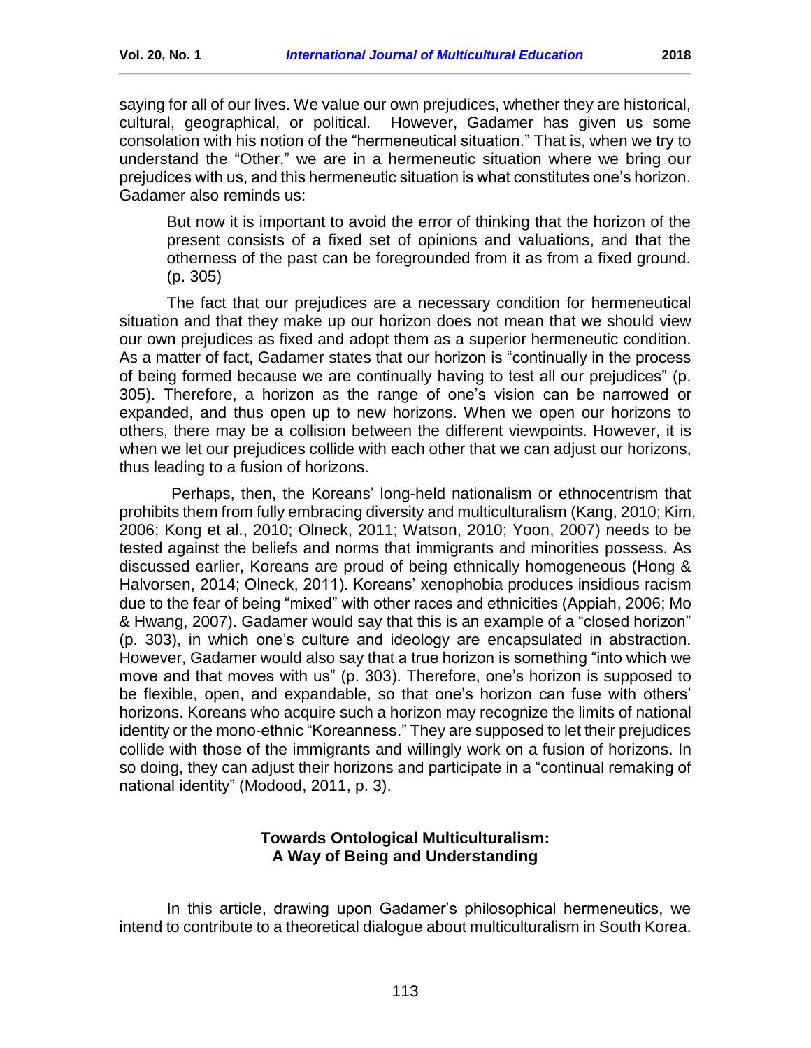saying for all of our lives. We value our own prejudices, whether they are historical, cultural, geographical, or political. However, Gadamer has given us some consolation with his notion of the "hermeneutical situation." That is, when we try to understand the "Other," we are in a hermeneutic situation where we bring our prejudices with us, and this hermeneutic situation is what constitutes one's horizon. Gadamer also reminds us:

> But now it is important to avoid the error of thinking that the horizon of the present consists of a fixed set of opinions and valuations, and that the otherness of the past can be foregrounded from it as from a fixed ground. (p. 305)

The fact that our prejudices are a necessary condition for hermeneutical situation and that they make up our horizon does not mean that we should view our own prejudices as fixed and adopt them as a superior hermeneutic condition. As a matter of fact, Gadamer states that our horizon is "continually in the process of being formed because we are continually having to test all our prejudices" (p. 305). Therefore, a horizon as the range of one's vision can be narrowed or expanded, and thus open up to new horizons. When we open our horizons to others, there may be a collision between the different viewpoints. However, it is when we let our prejudices collide with each other that we can adjust our horizons, thus leading to a fusion of horizons.

Perhaps, then, the Koreans' long-held nationalism or ethnocentrism that prohibits them from fully embracing diversity and multiculturalism (Kang, 2010; Kim, 2006; Kong et al., 2010; Olneck, 2011; Watson, 2010; Yoon, 2007) needs to be tested against the beliefs and norms that immigrants and minorities possess. As discussed earlier, Koreans are proud of being ethnically homogeneous (Hong & Halvorsen, 2014; Olneck, 2011). Koreans' xenophobia produces insidious racism due to the fear of being "mixed" with other races and ethnicities (Appiah, 2006; Mo & Hwang, 2007). Gadamer would say that this is an example of a "closed horizon" (p. 303), in which one's culture and ideology are encapsulated in abstraction. However, Gadamer would also say that a true horizon is something "into which we move and that moves with us" (p. 303). Therefore, one's horizon is supposed to be flexible, open, and expandable, so that one's horizon can fuse with others' horizons. Koreans who acquire such a horizon may recognize the limits of national identity or the mono-ethnic "Koreanness." They are supposed to let their prejudices collide with those of the immigrants and willingly work on a fusion of horizons. In so doing, they can adjust their horizons and participate in a "continual remaking of national identity" (Modood, 2011, p. 3).

## Towards Ontological Multiculturalism: A Way of Being and Understanding

In this article, drawing upon Gadamer's philosophical hermeneutics, we intend to contribute to a theoretical dialogue about multiculturalism in South Korea.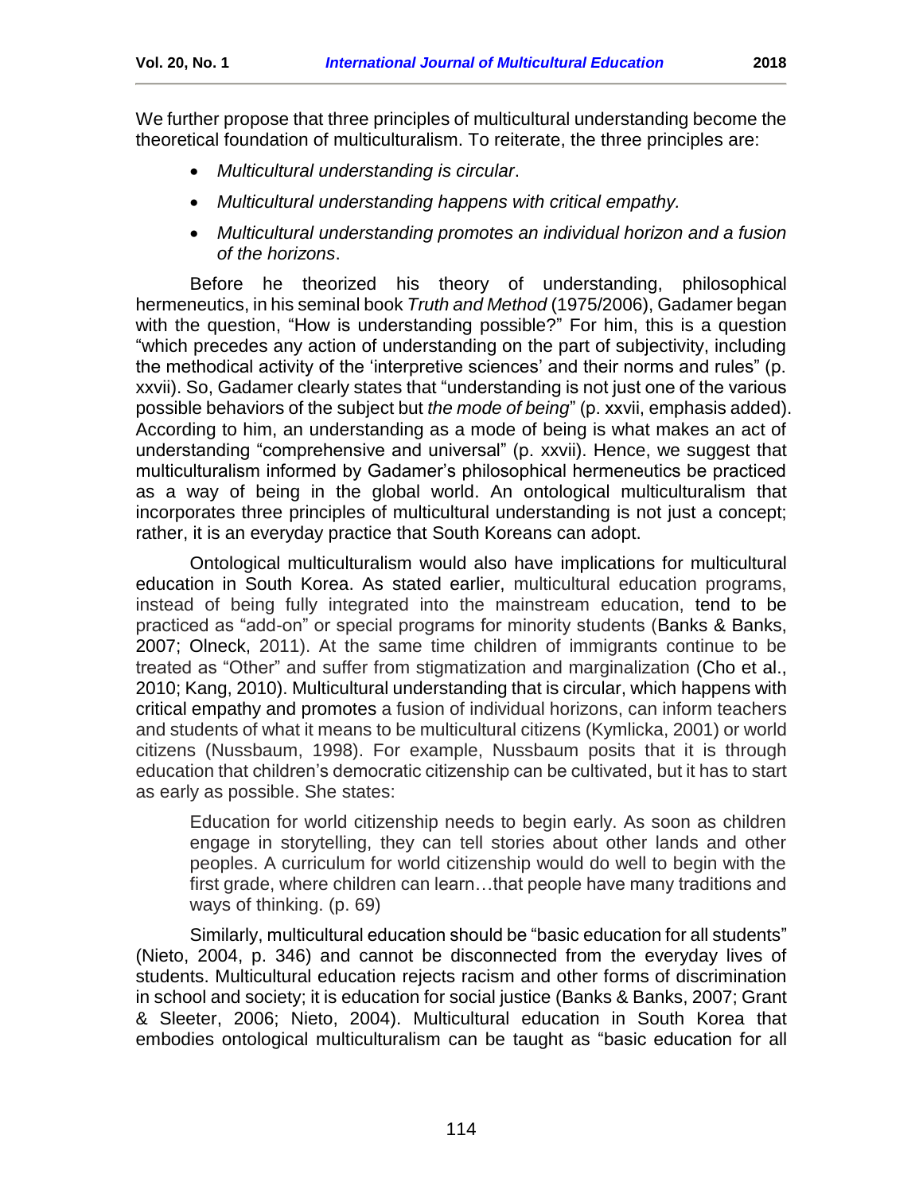We further propose that three principles of multicultural understanding become the theoretical foundation of multiculturalism. To reiterate, the three principles are:

- *Multicultural understanding is circular*.
- *Multicultural understanding happens with critical empathy.*
- *Multicultural understanding promotes an individual horizon and a fusion of the horizons*.

Before he theorized his theory of understanding, philosophical hermeneutics, in his seminal book *Truth and Method* (1975/2006), Gadamer began with the question, "How is understanding possible?" For him, this is a question "which precedes any action of understanding on the part of subjectivity, including the methodical activity of the 'interpretive sciences' and their norms and rules" (p. xxvii). So, Gadamer clearly states that "understanding is not just one of the various possible behaviors of the subject but *the mode of being*" (p. xxvii, emphasis added). According to him, an understanding as a mode of being is what makes an act of understanding "comprehensive and universal" (p. xxvii). Hence, we suggest that multiculturalism informed by Gadamer's philosophical hermeneutics be practiced as a way of being in the global world. An ontological multiculturalism that incorporates three principles of multicultural understanding is not just a concept; rather, it is an everyday practice that South Koreans can adopt.

Ontological multiculturalism would also have implications for multicultural education in South Korea. As stated earlier, multicultural education programs, instead of being fully integrated into the mainstream education, tend to be practiced as "add-on" or special programs for minority students (Banks & Banks, 2007; Olneck, 2011). At the same time children of immigrants continue to be treated as "Other" and suffer from stigmatization and marginalization (Cho et al., 2010; Kang, 2010). Multicultural understanding that is circular, which happens with critical empathy and promotes a fusion of individual horizons, can inform teachers and students of what it means to be multicultural citizens (Kymlicka, 2001) or world citizens (Nussbaum, 1998). For example, Nussbaum posits that it is through education that children's democratic citizenship can be cultivated, but it has to start as early as possible. She states:

> Education for world citizenship needs to begin early. As soon as children engage in storytelling, they can tell stories about other lands and other peoples. A curriculum for world citizenship would do well to begin with the first grade, where children can learn…that people have many traditions and ways of thinking. (p. 69)

Similarly, multicultural education should be "basic education for all students" (Nieto, 2004, p. 346) and cannot be disconnected from the everyday lives of students. Multicultural education rejects racism and other forms of discrimination in school and society; it is education for social justice (Banks & Banks, 2007; Grant & Sleeter, 2006; Nieto, 2004). Multicultural education in South Korea that embodies ontological multiculturalism can be taught as "basic education for all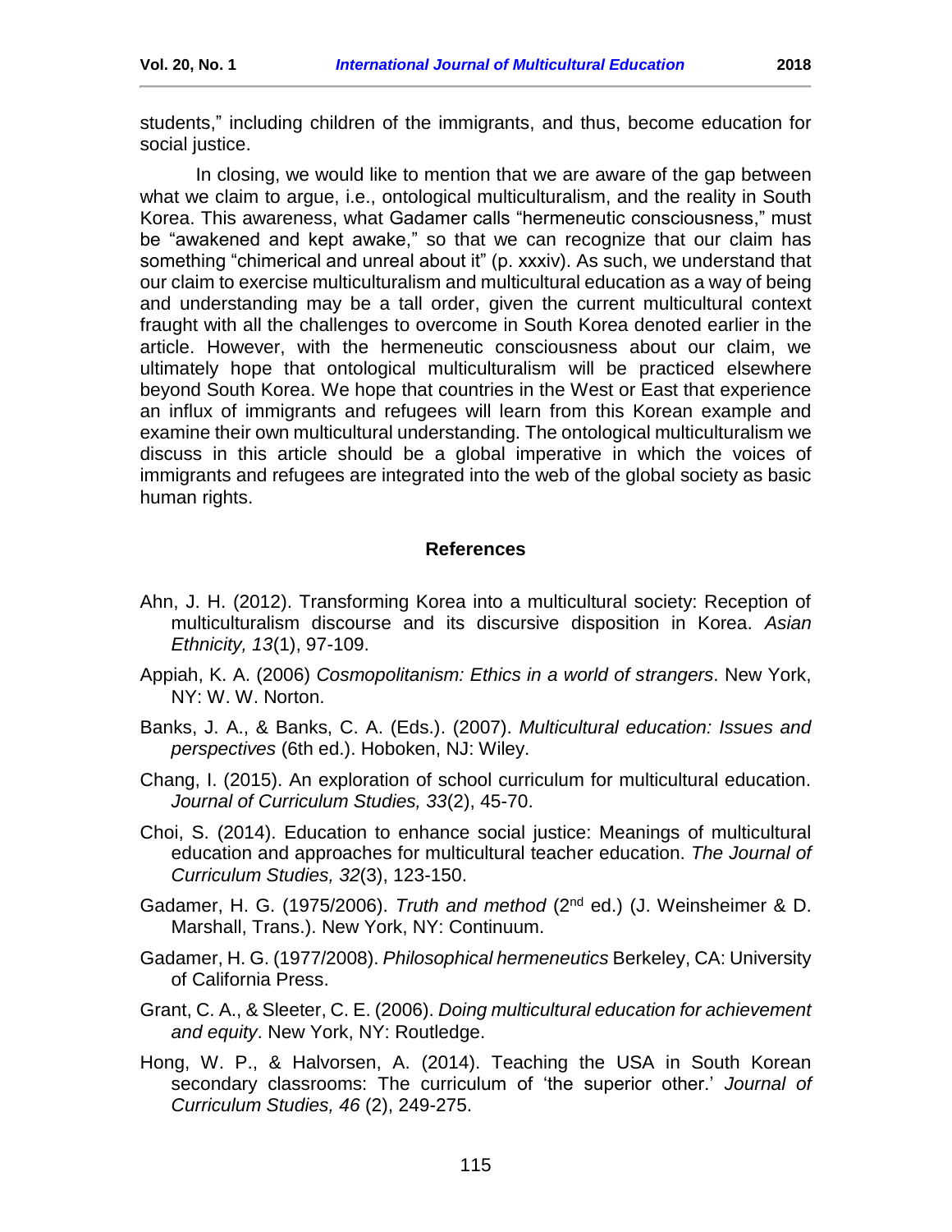students," including children of the immigrants, and thus, become education for social justice.

In closing, we would like to mention that we are aware of the gap between what we claim to argue, i.e., ontological multiculturalism, and the reality in South Korea. This awareness, what Gadamer calls "hermeneutic consciousness," must be "awakened and kept awake," so that we can recognize that our claim has something "chimerical and unreal about it" (p. xxxiv). As such, we understand that our claim to exercise multiculturalism and multicultural education as a way of being and understanding may be a tall order, given the current multicultural context fraught with all the challenges to overcome in South Korea denoted earlier in the article. However, with the hermeneutic consciousness about our claim, we ultimately hope that ontological multiculturalism will be practiced elsewhere beyond South Korea. We hope that countries in the West or East that experience an influx of immigrants and refugees will learn from this Korean example and examine their own multicultural understanding. The ontological multiculturalism we discuss in this article should be a global imperative in which the voices of immigrants and refugees are integrated into the web of the global society as basic human rights.

## References

Ahn, J. H. (2012). Transforming Korea into a multicultural society: Reception of multiculturalism discourse and its discursive disposition in Korea. *Asian Ethnicity, 13*(1), 97-109.

Appiah, K. A. (2006) *Cosmopolitanism: Ethics in a world of strangers*. New York, NY: W. W. Norton.

Banks, J. A., & Banks, C. A. (Eds.). (2007). *Multicultural education: Issues and perspectives* (6th ed.). Hoboken, NJ: Wiley.

Chang, I. (2015). An exploration of school curriculum for multicultural education. *Journal of Curriculum Studies, 33*(2), 45-70.

Choi, S. (2014). Education to enhance social justice: Meanings of multicultural education and approaches for multicultural teacher education. *The Journal of Curriculum Studies, 32*(3), 123-150.

Gadamer, H. G. (1975/2006). *Truth and method* (2nd ed.) (J. Weinsheimer & D. Marshall, Trans.). New York, NY: Continuum.

Gadamer, H. G. (1977/2008). *Philosophical hermeneutics* Berkeley, CA: University of California Press.

Grant, C. A., & Sleeter, C. E. (2006). *Doing multicultural education for achievement and equity*. New York, NY: Routledge.

Hong, W. P., & Halvorsen, A. (2014). Teaching the USA in South Korean secondary classrooms: The curriculum of 'the superior other.' *Journal of Curriculum Studies, 46* (2), 249-275.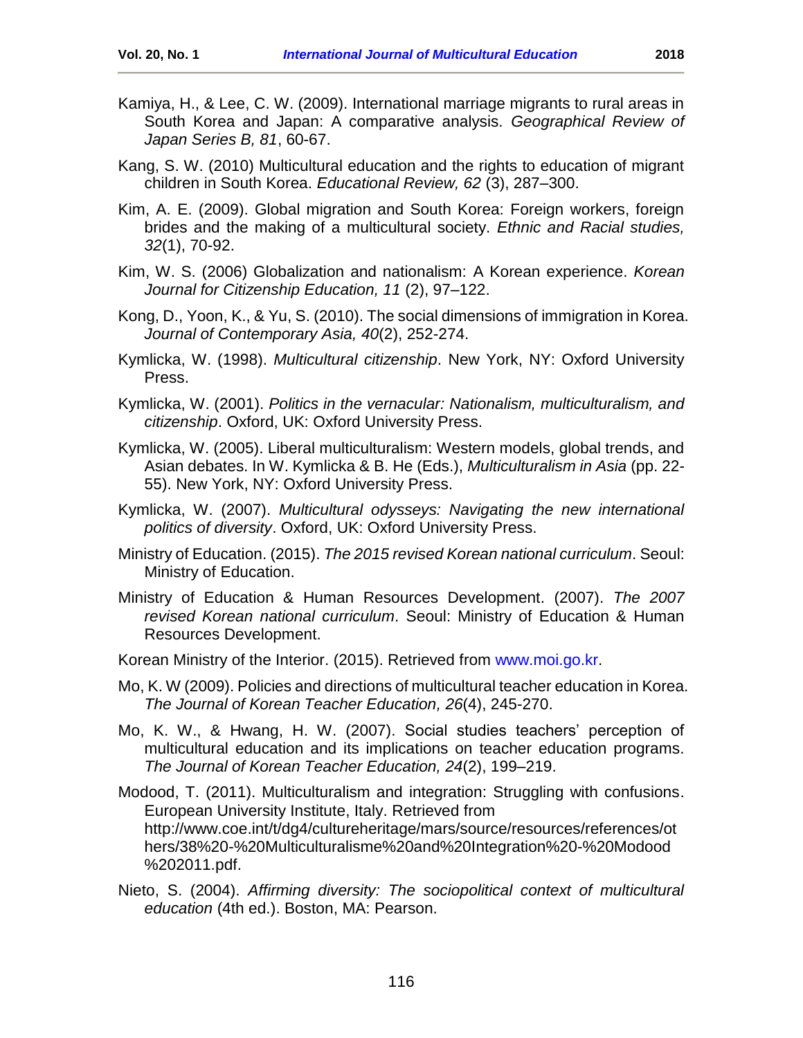Kamiya, H., & Lee, C. W. (2009). International marriage migrants to rural areas in South Korea and Japan: A comparative analysis. *Geographical Review of Japan Series B, 81*, 60-67.

Kang, S. W. (2010) Multicultural education and the rights to education of migrant children in South Korea. *Educational Review, 62* (3), 287–300.

Kim, A. E. (2009). Global migration and South Korea: Foreign workers, foreign brides and the making of a multicultural society. *Ethnic and Racial studies, 32*(1), 70-92.

Kim, W. S. (2006) Globalization and nationalism: A Korean experience. *Korean Journal for Citizenship Education, 11* (2), 97–122.

Kong, D., Yoon, K., & Yu, S. (2010). The social dimensions of immigration in Korea. *Journal of Contemporary Asia, 40*(2), 252-274.

Kymlicka, W. (1998). *Multicultural citizenship*. New York, NY: Oxford University Press.

Kymlicka, W. (2001). *Politics in the vernacular: Nationalism, multiculturalism, and citizenship*. Oxford, UK: Oxford University Press.

Kymlicka, W. (2005). Liberal multiculturalism: Western models, global trends, and Asian debates. In W. Kymlicka & B. He (Eds.), *Multiculturalism in Asia* (pp. 22-55). New York, NY: Oxford University Press.

Kymlicka, W. (2007). *Multicultural odysseys: Navigating the new international politics of diversity*. Oxford, UK: Oxford University Press.

Ministry of Education. (2015). *The 2015 revised Korean national curriculum*. Seoul: Ministry of Education.

Ministry of Education & Human Resources Development. (2007). *The 2007 revised Korean national curriculum*. Seoul: Ministry of Education & Human Resources Development.

Korean Ministry of the Interior. (2015). Retrieved from www.moi.go.kr.

Mo, K. W (2009). Policies and directions of multicultural teacher education in Korea. *The Journal of Korean Teacher Education, 26*(4), 245-270.

Mo, K. W., & Hwang, H. W. (2007). Social studies teachers' perception of multicultural education and its implications on teacher education programs. *The Journal of Korean Teacher Education, 24*(2), 199–219.

Modood, T. (2011). Multiculturalism and integration: Struggling with confusions. European University Institute, Italy. Retrieved from http://www.coe.int/t/dg4/cultureheritage/mars/source/resources/references/others/38%20-%20Multiculturalisme%20and%20Integration%20-%20Modood%202011.pdf.

Nieto, S. (2004). *Affirming diversity: The sociopolitical context of multicultural education* (4th ed.). Boston, MA: Pearson.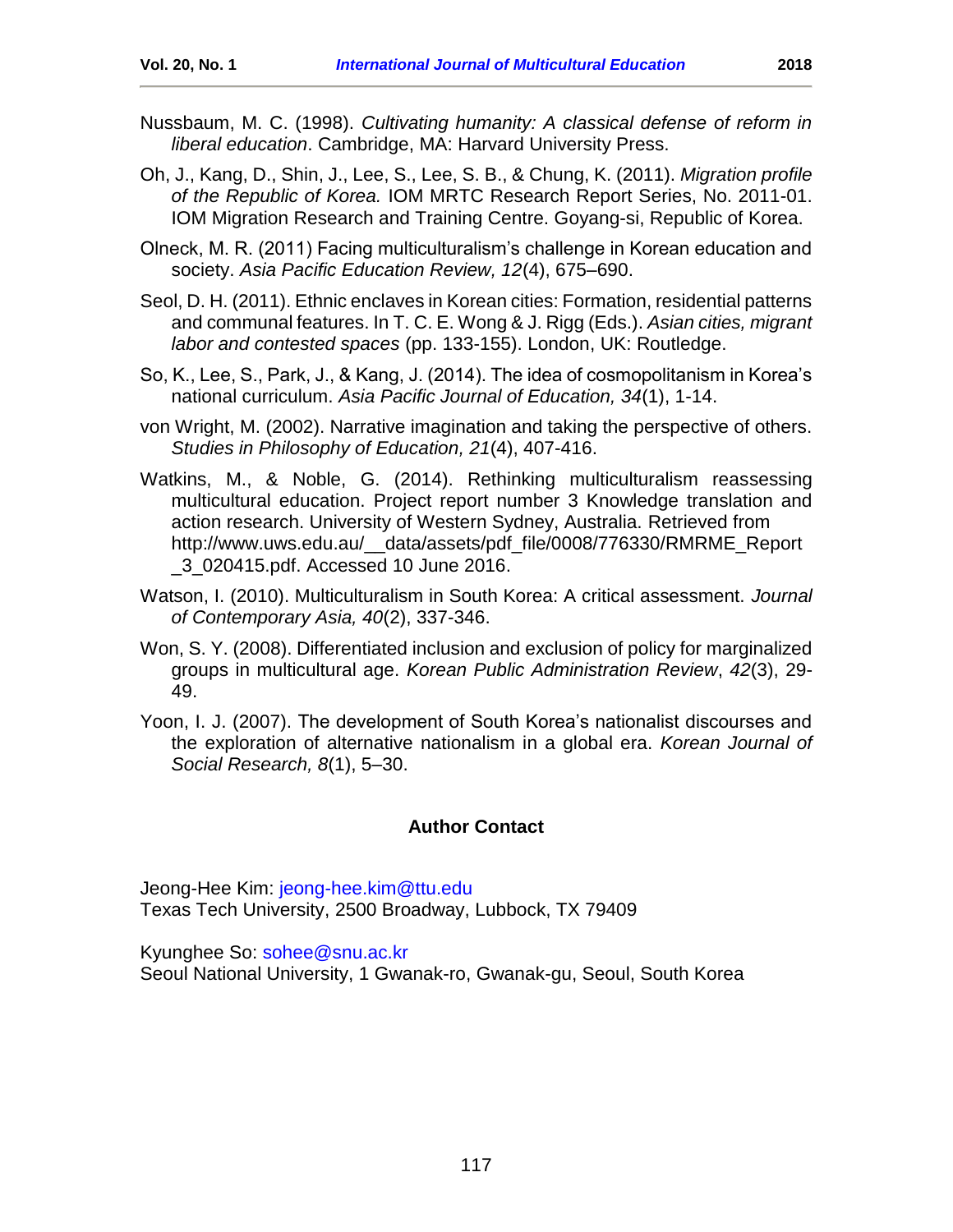Nussbaum, M. C. (1998). *Cultivating humanity: A classical defense of reform in liberal education*. Cambridge, MA: Harvard University Press.

Oh, J., Kang, D., Shin, J., Lee, S., Lee, S. B., & Chung, K. (2011). *Migration profile of the Republic of Korea.* IOM MRTC Research Report Series, No. 2011-01. IOM Migration Research and Training Centre. Goyang-si, Republic of Korea.

Olneck, M. R. (2011) Facing multiculturalism's challenge in Korean education and society. *Asia Pacific Education Review, 12*(4), 675–690.

Seol, D. H. (2011). Ethnic enclaves in Korean cities: Formation, residential patterns and communal features. In T. C. E. Wong & J. Rigg (Eds.). *Asian cities, migrant labor and contested spaces* (pp. 133-155). London, UK: Routledge.

So, K., Lee, S., Park, J., & Kang, J. (2014). The idea of cosmopolitanism in Korea's national curriculum. *Asia Pacific Journal of Education, 34*(1), 1-14.

von Wright, M. (2002). Narrative imagination and taking the perspective of others. *Studies in Philosophy of Education, 21*(4), 407-416.

Watkins, M., & Noble, G. (2014). Rethinking multiculturalism reassessing multicultural education. Project report number 3 Knowledge translation and action research. University of Western Sydney, Australia. Retrieved from http://www.uws.edu.au/__data/assets/pdf_file/0008/776330/RMRME_Report_3_020415.pdf. Accessed 10 June 2016.

Watson, I. (2010). Multiculturalism in South Korea: A critical assessment. *Journal of Contemporary Asia, 40*(2), 337-346.

Won, S. Y. (2008). Differentiated inclusion and exclusion of policy for marginalized groups in multicultural age. *Korean Public Administration Review*, *42*(3), 29-49.

Yoon, I. J. (2007). The development of South Korea's nationalist discourses and the exploration of alternative nationalism in a global era. *Korean Journal of Social Research, 8*(1), 5–30.

## Author Contact

Jeong-Hee Kim: jeong-hee.kim@ttu.edu
Texas Tech University, 2500 Broadway, Lubbock, TX 79409

Kyunghee So: sohee@snu.ac.kr
Seoul National University, 1 Gwanak-ro, Gwanak-gu, Seoul, South Korea